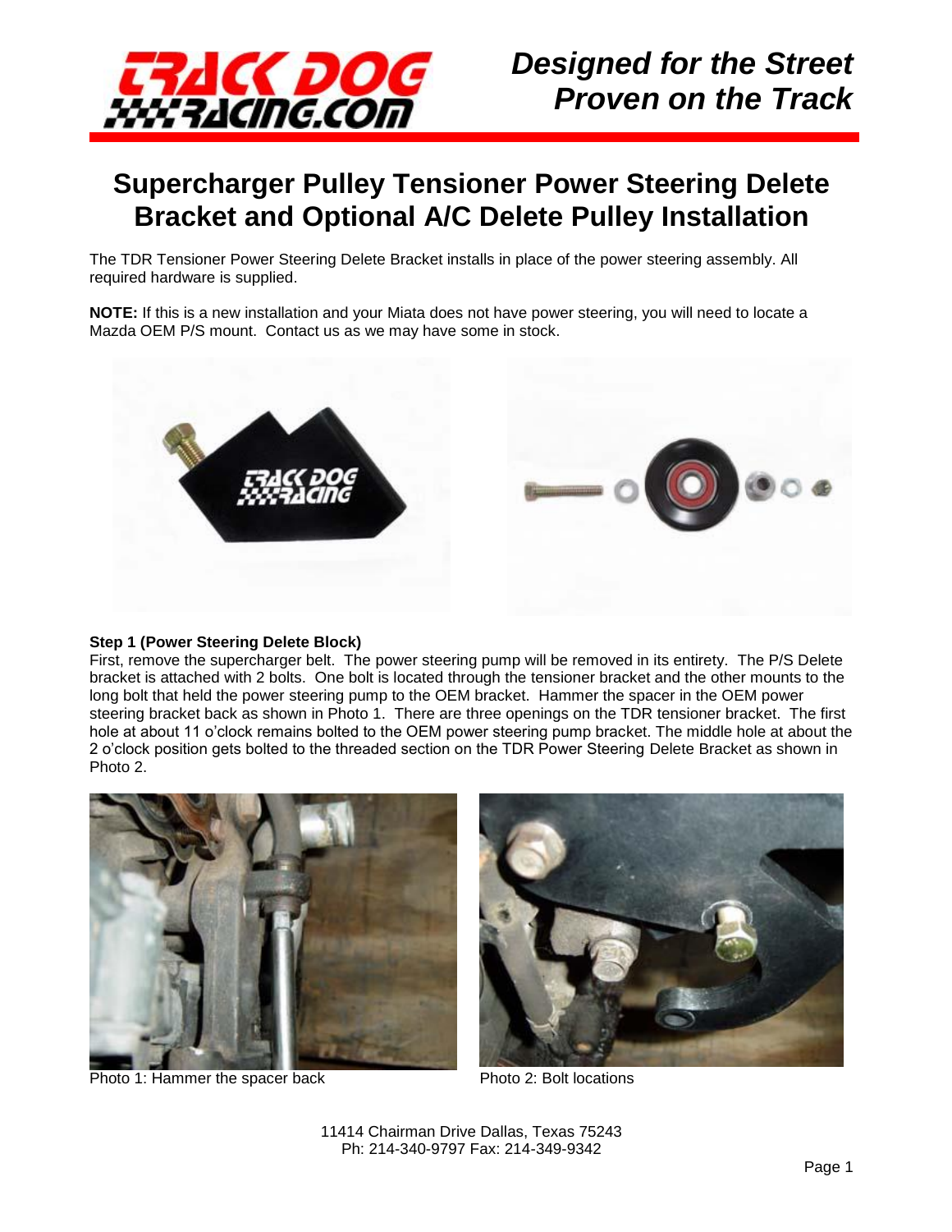# Supercharger Pulley Tensioner Power Steering Delete Bracket and Optional A/C Delete Pulley Installation

The TDR Tensioner Power Steering Delete Bracket installs in place of the power steering assembly. All required hardware is supplied.

**NOTE:** If this is a new installation and your Miata does not have power steering, you will need to locate a Mazda OEM P/S mount. Contact us as we may have some in stock.

**Step 1 (Power Steering Delete Block)**

First, remove the supercharger belt. The power steering pump will be removed in its entirety. The P/S Delete bracket is attached with 2 bolts. One bolt is located through the tensioner bracket and the other mounts to the long bolt that held the power steering pump to the OEM bracket. Hammer the spacer in the OEM power steering bracket back as shown in Photo 1. There are three openings on the TDR tensioner bracket. The first hole at about 11 o'clock remains bolted to the OEM power steering pump bracket. The middle hole at about the 2 o'clock position gets bolted to the threaded section on the TDR Power Steering Delete Bracket as shown in Photo 2.

Photo 1: Hammer the spacer back

Photo 2: Bolt locations

11414 Chairman Drive Dallas, Texas 75243
Ph: 214-340-9797 Fax: 214-349-9342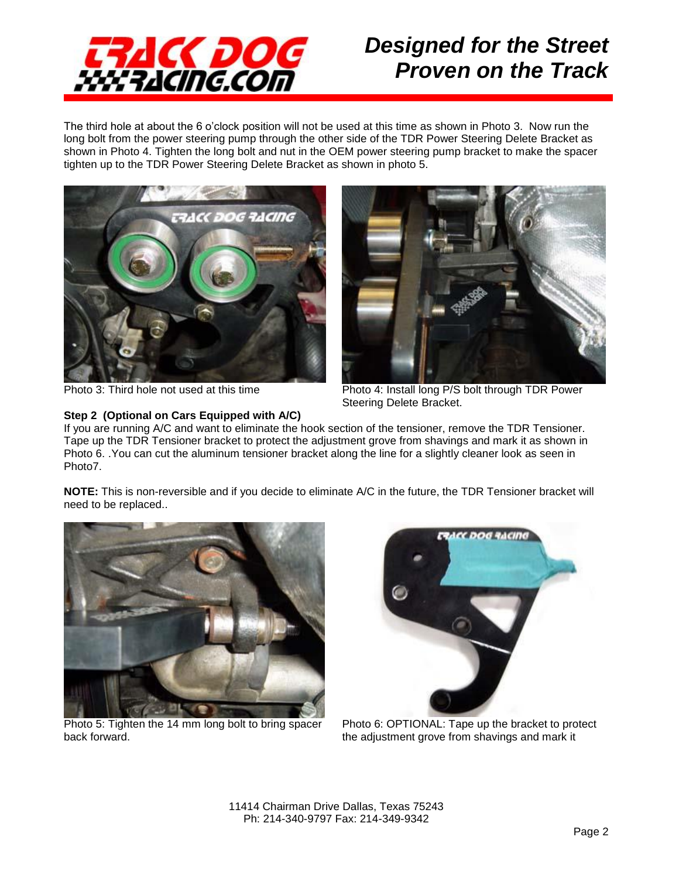The third hole at about the 6 o'clock position will not be used at this time as shown in Photo 3. Now run the long bolt from the power steering pump through the other side of the TDR Power Steering Delete Bracket as shown in Photo 4. Tighten the long bolt and nut in the OEM power steering pump bracket to make the spacer tighten up to the TDR Power Steering Delete Bracket as shown in photo 5.

Photo 3: Third hole not used at this time

Photo 4: Install long P/S bolt through TDR Power Steering Delete Bracket.

**Step 2 (Optional on Cars Equipped with A/C)**

If you are running A/C and want to eliminate the hook section of the tensioner, remove the TDR Tensioner. Tape up the TDR Tensioner bracket to protect the adjustment grove from shavings and mark it as shown in Photo 6. .You can cut the aluminum tensioner bracket along the line for a slightly cleaner look as seen in Photo7.

**NOTE:** This is non-reversible and if you decide to eliminate A/C in the future, the TDR Tensioner bracket will need to be replaced..

Photo 5: Tighten the 14 mm long bolt to bring spacer back forward.

Photo 6: OPTIONAL: Tape up the bracket to protect the adjustment grove from shavings and mark it

11414 Chairman Drive Dallas, Texas 75243
Ph: 214-340-9797 Fax: 214-349-9342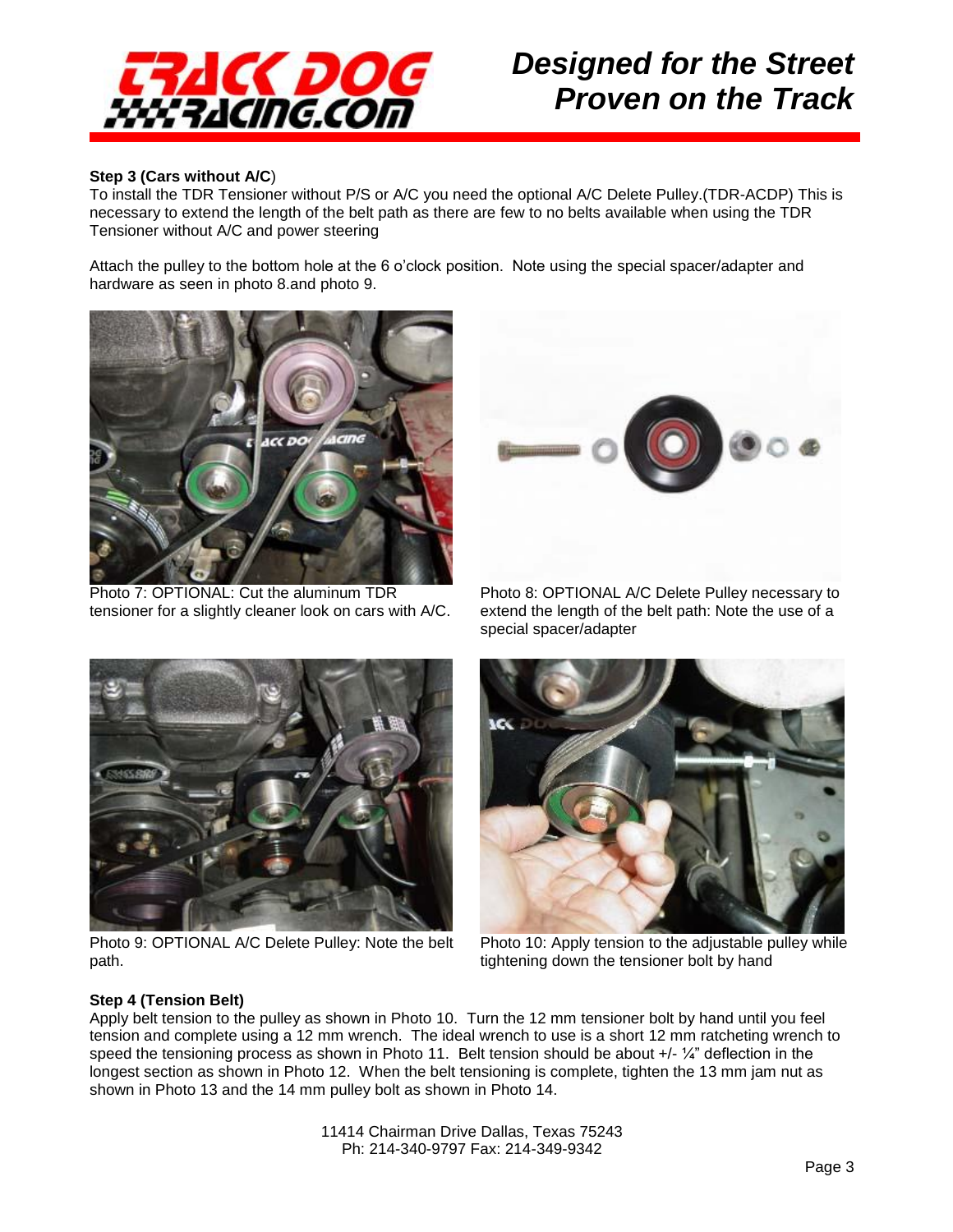**Step 3 (Cars without A/C**)

To install the TDR Tensioner without P/S or A/C you need the optional A/C Delete Pulley.(TDR-ACDP) This is necessary to extend the length of the belt path as there are few to no belts available when using the TDR Tensioner without A/C and power steering

Attach the pulley to the bottom hole at the 6 o'clock position. Note using the special spacer/adapter and hardware as seen in photo 8.and photo 9.

Photo 7: OPTIONAL: Cut the aluminum TDR tensioner for a slightly cleaner look on cars with A/C.

Photo 8: OPTIONAL A/C Delete Pulley necessary to extend the length of the belt path: Note the use of a special spacer/adapter

Photo 9: OPTIONAL A/C Delete Pulley: Note the belt path.

Photo 10: Apply tension to the adjustable pulley while tightening down the tensioner bolt by hand

**Step 4 (Tension Belt)**

Apply belt tension to the pulley as shown in Photo 10. Turn the 12 mm tensioner bolt by hand until you feel tension and complete using a 12 mm wrench. The ideal wrench to use is a short 12 mm ratcheting wrench to speed the tensioning process as shown in Photo 11. Belt tension should be about +/- ¼" deflection in the longest section as shown in Photo 12. When the belt tensioning is complete, tighten the 13 mm jam nut as shown in Photo 13 and the 14 mm pulley bolt as shown in Photo 14.

11414 Chairman Drive Dallas, Texas 75243
Ph: 214-340-9797 Fax: 214-349-9342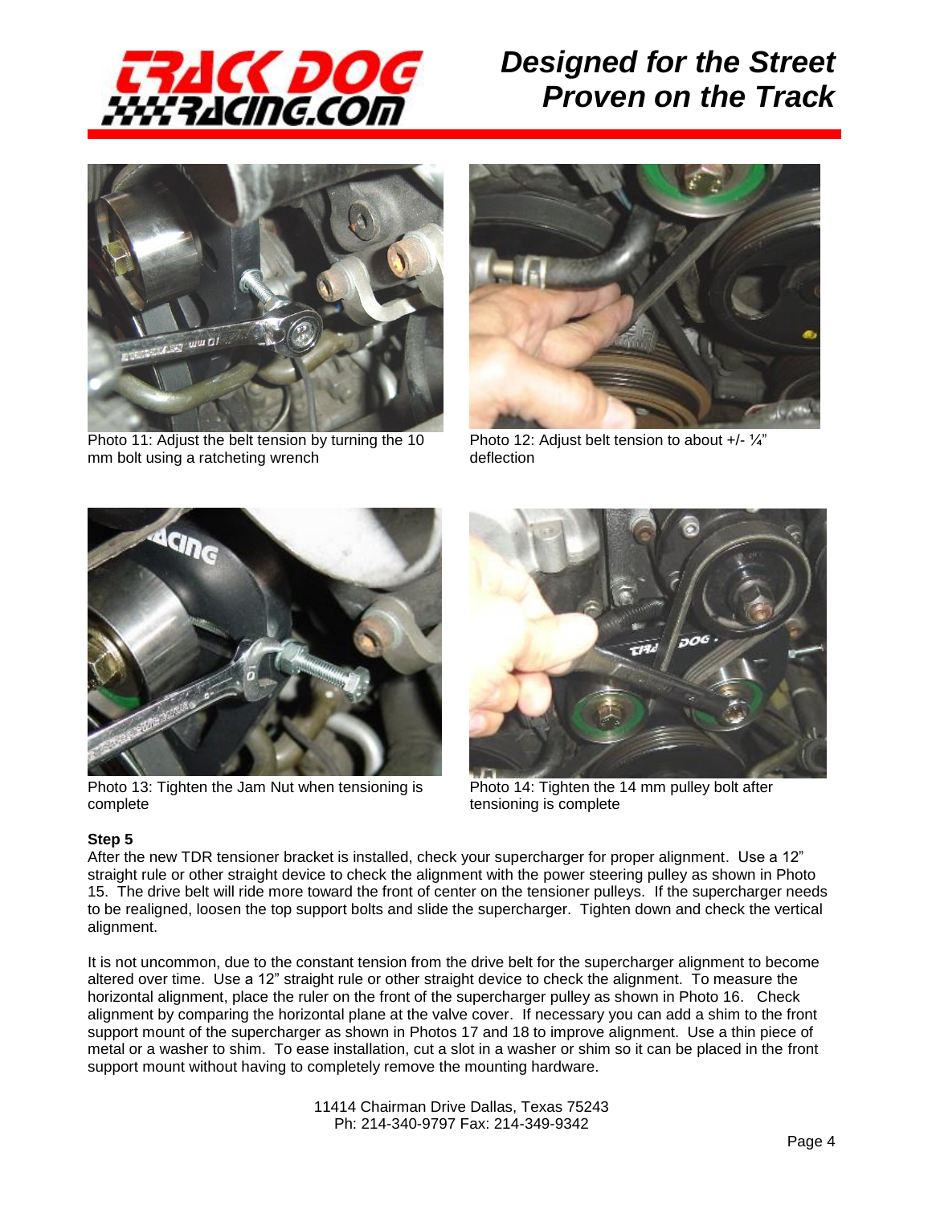Photo 11: Adjust the belt tension by turning the 10 mm bolt using a ratcheting wrench

Photo 12: Adjust belt tension to about +/- ¼" deflection

Photo 13: Tighten the Jam Nut when tensioning is complete

Photo 14: Tighten the 14 mm pulley bolt after tensioning is complete

**Step 5**

After the new TDR tensioner bracket is installed, check your supercharger for proper alignment. Use a 12" straight rule or other straight device to check the alignment with the power steering pulley as shown in Photo 15. The drive belt will ride more toward the front of center on the tensioner pulleys. If the supercharger needs to be realigned, loosen the top support bolts and slide the supercharger. Tighten down and check the vertical alignment.

It is not uncommon, due to the constant tension from the drive belt for the supercharger alignment to become altered over time. Use a 12" straight rule or other straight device to check the alignment. To measure the horizontal alignment, place the ruler on the front of the supercharger pulley as shown in Photo 16. Check alignment by comparing the horizontal plane at the valve cover. If necessary you can add a shim to the front support mount of the supercharger as shown in Photos 17 and 18 to improve alignment. Use a thin piece of metal or a washer to shim. To ease installation, cut a slot in a washer or shim so it can be placed in the front support mount without having to completely remove the mounting hardware.

11414 Chairman Drive Dallas, Texas 75243
Ph: 214-340-9797 Fax: 214-349-9342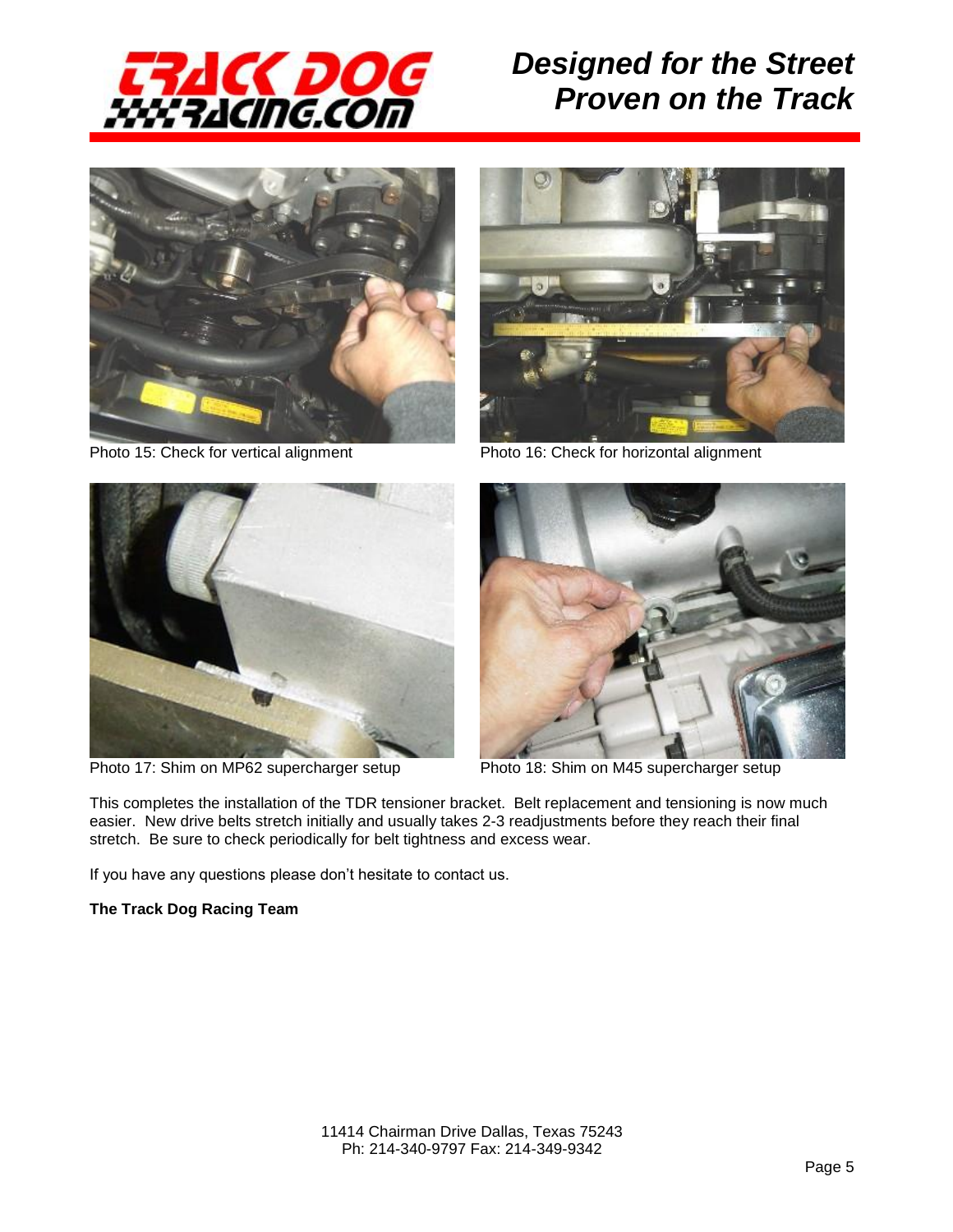Photo 15: Check for vertical alignment

Photo 16: Check for horizontal alignment

Photo 17: Shim on MP62 supercharger setup

Photo 18: Shim on M45 supercharger setup

This completes the installation of the TDR tensioner bracket. Belt replacement and tensioning is now much easier. New drive belts stretch initially and usually takes 2-3 readjustments before they reach their final stretch. Be sure to check periodically for belt tightness and excess wear.

If you have any questions please don't hesitate to contact us.

**The Track Dog Racing Team**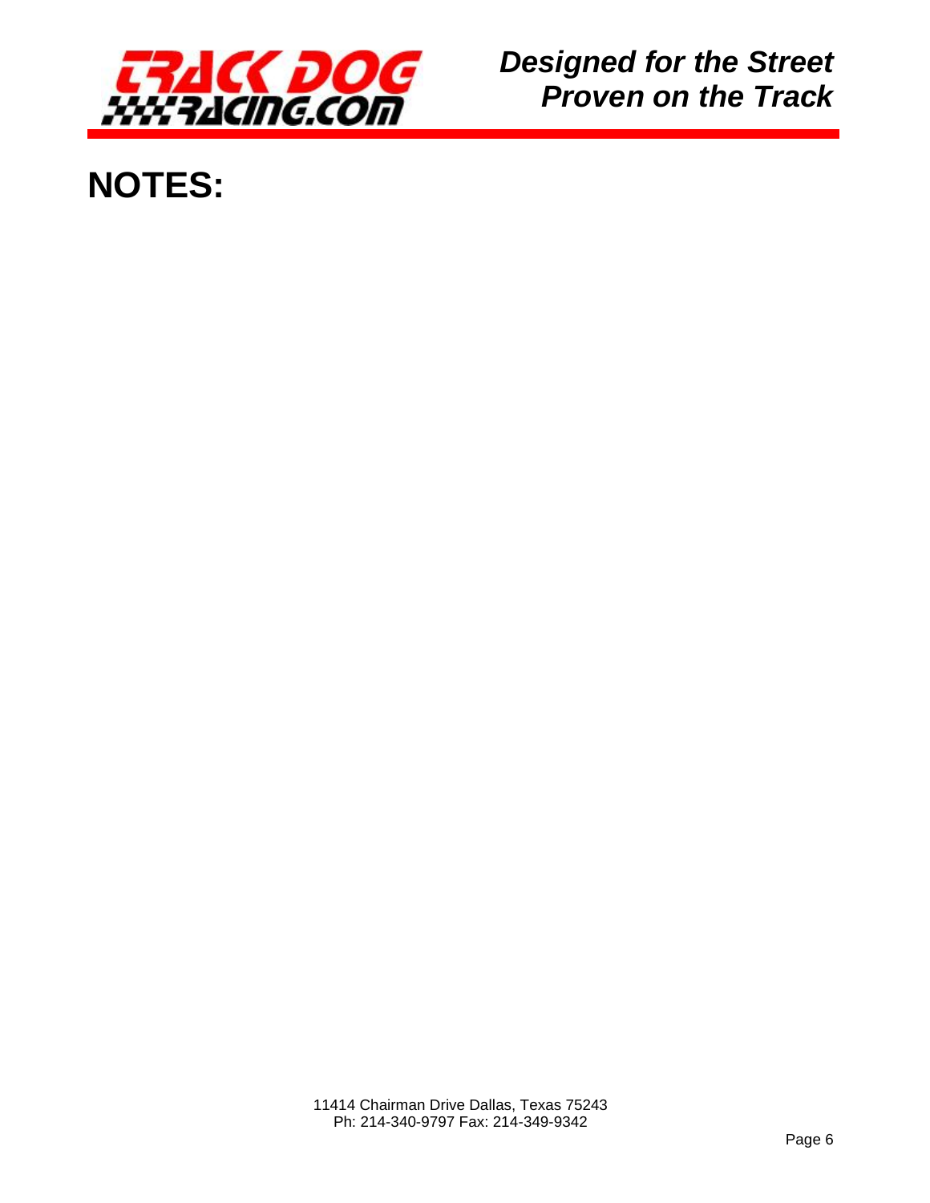# NOTES: